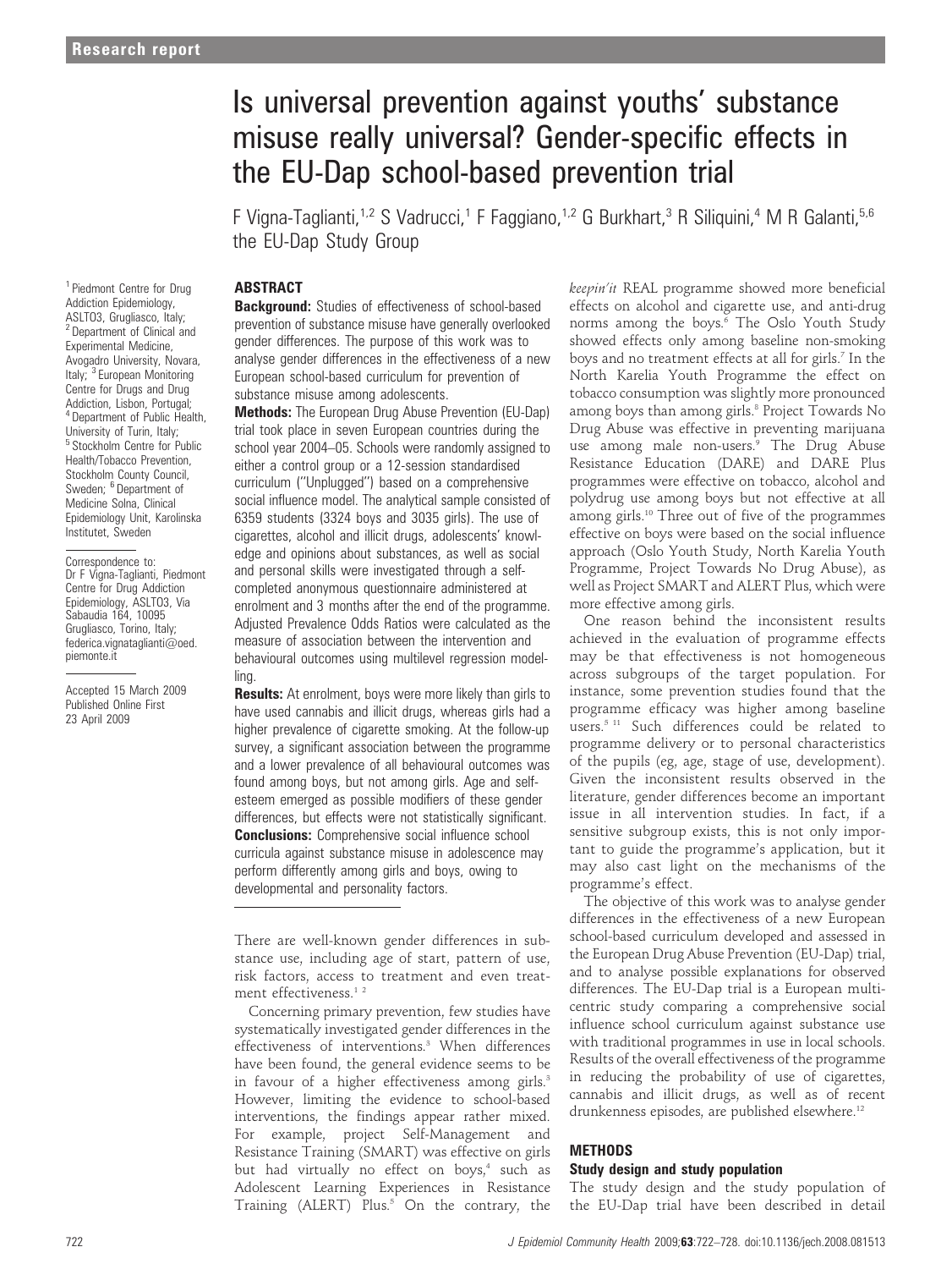Research report

# Is universal prevention against youths' substance misuse really universal? Gender-specific effects in the EU-Dap school-based prevention trial

F Vigna-Taglianti,[1,2] S Vadrucci,[1] F Faggiano,[1,2] G Burkhart,[3] R Siliquini,[4] M R Galanti,[5,6] the EU-Dap Study Group

[1] Piedmont Centre for Drug Addiction Epidemiology, ASLTO3, Grugliasco, Italy; [2] Department of Clinical and Experimental Medicine, Avogadro University, Novara, Italy; [3] European Monitoring Centre for Drugs and Drug Addiction, Lisbon, Portugal; [4] Department of Public Health, University of Turin, Italy; [5] Stockholm Centre for Public Health/Tobacco Prevention, Stockholm County Council, Sweden; [6] Department of Medicine Solna, Clinical Epidemiology Unit, Karolinska Institutet, Sweden

Correspondence to: Dr F Vigna-Taglianti, Piedmont Centre for Drug Addiction Epidemiology, ASLTO3, Via Sabaudia 164, 10095 Grugliasco, Torino, Italy; federica.vignataglianti@oed.piemonte.it

Accepted 15 March 2009
Published Online First 23 April 2009

## ABSTRACT

**Background:** Studies of effectiveness of school-based prevention of substance misuse have generally overlooked gender differences. The purpose of this work was to analyse gender differences in the effectiveness of a new European school-based curriculum for prevention of substance misuse among adolescents.

**Methods:** The European Drug Abuse Prevention (EU-Dap) trial took place in seven European countries during the school year 2004–05. Schools were randomly assigned to either a control group or a 12-session standardised curriculum ("Unplugged") based on a comprehensive social influence model. The analytical sample consisted of 6359 students (3324 boys and 3035 girls). The use of cigarettes, alcohol and illicit drugs, adolescents' knowledge and opinions about substances, as well as social and personal skills were investigated through a self-completed anonymous questionnaire administered at enrolment and 3 months after the end of the programme. Adjusted Prevalence Odds Ratios were calculated as the measure of association between the intervention and behavioural outcomes using multilevel regression modelling.

**Results:** At enrolment, boys were more likely than girls to have used cannabis and illicit drugs, whereas girls had a higher prevalence of cigarette smoking. At the follow-up survey, a significant association between the programme and a lower prevalence of all behavioural outcomes was found among boys, but not among girls. Age and self-esteem emerged as possible modifiers of these gender differences, but effects were not statistically significant.

**Conclusions:** Comprehensive social influence school curricula against substance misuse in adolescence may perform differently among girls and boys, owing to developmental and personality factors.

There are well-known gender differences in substance use, including age of start, pattern of use, risk factors, access to treatment and even treatment effectiveness.[1 2]

Concerning primary prevention, few studies have systematically investigated gender differences in the effectiveness of interventions.[3] When differences have been found, the general evidence seems to be in favour of a higher effectiveness among girls.[3] However, limiting the evidence to school-based interventions, the findings appear rather mixed. For example, project Self-Management and Resistance Training (SMART) was effective on girls but had virtually no effect on boys,[4] such as Adolescent Learning Experiences in Resistance Training (ALERT) Plus.[5] On the contrary, the *keepin'it* REAL programme showed more beneficial effects on alcohol and cigarette use, and anti-drug norms among the boys.[6] The Oslo Youth Study showed effects only among baseline non-smoking boys and no treatment effects at all for girls.[7] In the North Karelia Youth Programme the effect on tobacco consumption was slightly more pronounced among boys than among girls.[8] Project Towards No Drug Abuse was effective in preventing marijuana use among male non-users.[9] The Drug Abuse Resistance Education (DARE) and DARE Plus programmes were effective on tobacco, alcohol and polydrug use among boys but not effective at all among girls.[10] Three out of five of the programmes effective on boys were based on the social influence approach (Oslo Youth Study, North Karelia Youth Programme, Project Towards No Drug Abuse), as well as Project SMART and ALERT Plus, which were more effective among girls.

One reason behind the inconsistent results achieved in the evaluation of programme effects may be that effectiveness is not homogeneous across subgroups of the target population. For instance, some prevention studies found that the programme efficacy was higher among baseline users.[5 11] Such differences could be related to programme delivery or to personal characteristics of the pupils (eg, age, stage of use, development). Given the inconsistent results observed in the literature, gender differences become an important issue in all intervention studies. In fact, if a sensitive subgroup exists, this is not only important to guide the programme's application, but it may also cast light on the mechanisms of the programme's effect.

The objective of this work was to analyse gender differences in the effectiveness of a new European school-based curriculum developed and assessed in the European Drug Abuse Prevention (EU-Dap) trial, and to analyse possible explanations for observed differences. The EU-Dap trial is a European multicentric study comparing a comprehensive social influence school curriculum against substance use with traditional programmes in use in local schools. Results of the overall effectiveness of the programme in reducing the probability of use of cigarettes, cannabis and illicit drugs, as well as of recent drunkenness episodes, are published elsewhere.[12]

## METHODS

### Study design and study population

The study design and the study population of the EU-Dap trial have been described in detail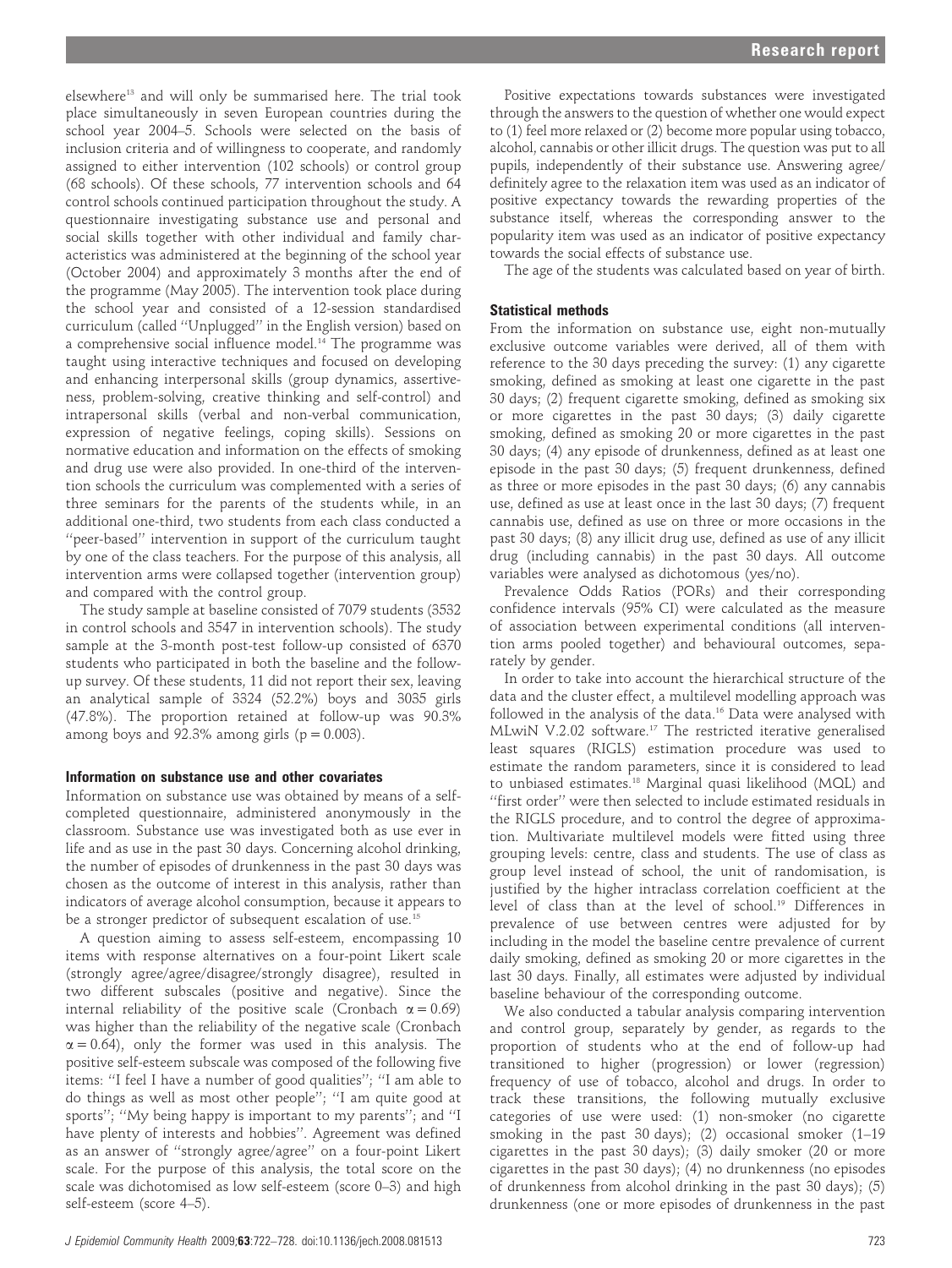elsewhere[13] and will only be summarised here. The trial took place simultaneously in seven European countries during the school year 2004–5. Schools were selected on the basis of inclusion criteria and of willingness to cooperate, and randomly assigned to either intervention (102 schools) or control group (68 schools). Of these schools, 77 intervention schools and 64 control schools continued participation throughout the study. A questionnaire investigating substance use and personal and social skills together with other individual and family characteristics was administered at the beginning of the school year (October 2004) and approximately 3 months after the end of the programme (May 2005). The intervention took place during the school year and consisted of a 12-session standardised curriculum (called ''Unplugged'' in the English version) based on a comprehensive social influence model.[14] The programme was taught using interactive techniques and focused on developing and enhancing interpersonal skills (group dynamics, assertiveness, problem-solving, creative thinking and self-control) and intrapersonal skills (verbal and non-verbal communication, expression of negative feelings, coping skills). Sessions on normative education and information on the effects of smoking and drug use were also provided. In one-third of the intervention schools the curriculum was complemented with a series of three seminars for the parents of the students while, in an additional one-third, two students from each class conducted a ''peer-based'' intervention in support of the curriculum taught by one of the class teachers. For the purpose of this analysis, all intervention arms were collapsed together (intervention group) and compared with the control group.

The study sample at baseline consisted of 7079 students (3532 in control schools and 3547 in intervention schools). The study sample at the 3-month post-test follow-up consisted of 6370 students who participated in both the baseline and the follow-up survey. Of these students, 11 did not report their sex, leaving an analytical sample of 3324 (52.2%) boys and 3035 girls (47.8%). The proportion retained at follow-up was 90.3% among boys and 92.3% among girls ($p = 0.003$).

### Information on substance use and other covariates

Information on substance use was obtained by means of a self-completed questionnaire, administered anonymously in the classroom. Substance use was investigated both as use ever in life and as use in the past 30 days. Concerning alcohol drinking, the number of episodes of drunkenness in the past 30 days was chosen as the outcome of interest in this analysis, rather than indicators of average alcohol consumption, because it appears to be a stronger predictor of subsequent escalation of use.[15]

A question aiming to assess self-esteem, encompassing 10 items with response alternatives on a four-point Likert scale (strongly agree/agree/disagree/strongly disagree), resulted in two different subscales (positive and negative). Since the internal reliability of the positive scale (Cronbach $\alpha = 0.69$) was higher than the reliability of the negative scale (Cronbach $\alpha = 0.64$), only the former was used in this analysis. The positive self-esteem subscale was composed of the following five items: ''I feel I have a number of good qualities''; ''I am able to do things as well as most other people''; ''I am quite good at sports''; ''My being happy is important to my parents''; and ''I have plenty of interests and hobbies''. Agreement was defined as an answer of ''strongly agree/agree'' on a four-point Likert scale. For the purpose of this analysis, the total score on the scale was dichotomised as low self-esteem (score 0–3) and high self-esteem (score 4–5).

Positive expectations towards substances were investigated through the answers to the question of whether one would expect to (1) feel more relaxed or (2) become more popular using tobacco, alcohol, cannabis or other illicit drugs. The question was put to all pupils, independently of their substance use. Answering agree/definitely agree to the relaxation item was used as an indicator of positive expectancy towards the rewarding properties of the substance itself, whereas the corresponding answer to the popularity item was used as an indicator of positive expectancy towards the social effects of substance use.

The age of the students was calculated based on year of birth.

### Statistical methods

From the information on substance use, eight non-mutually exclusive outcome variables were derived, all of them with reference to the 30 days preceding the survey: (1) any cigarette smoking, defined as smoking at least one cigarette in the past 30 days; (2) frequent cigarette smoking, defined as smoking six or more cigarettes in the past 30 days; (3) daily cigarette smoking, defined as smoking 20 or more cigarettes in the past 30 days; (4) any episode of drunkenness, defined as at least one episode in the past 30 days; (5) frequent drunkenness, defined as three or more episodes in the past 30 days; (6) any cannabis use, defined as use at least once in the last 30 days; (7) frequent cannabis use, defined as use on three or more occasions in the past 30 days; (8) any illicit drug use, defined as use of any illicit drug (including cannabis) in the past 30 days. All outcome variables were analysed as dichotomous (yes/no).

Prevalence Odds Ratios (PORs) and their corresponding confidence intervals (95% CI) were calculated as the measure of association between experimental conditions (all intervention arms pooled together) and behavioural outcomes, separately by gender.

In order to take into account the hierarchical structure of the data and the cluster effect, a multilevel modelling approach was followed in the analysis of the data.[16] Data were analysed with MLwiN V.2.02 software.[17] The restricted iterative generalised least squares (RIGLS) estimation procedure was used to estimate the random parameters, since it is considered to lead to unbiased estimates.[18] Marginal quasi likelihood (MQL) and ''first order'' were then selected to include estimated residuals in the RIGLS procedure, and to control the degree of approximation. Multivariate multilevel models were fitted using three grouping levels: centre, class and students. The use of class as group level instead of school, the unit of randomisation, is justified by the higher intraclass correlation coefficient at the level of class than at the level of school.[19] Differences in prevalence of use between centres were adjusted for by including in the model the baseline centre prevalence of current daily smoking, defined as smoking 20 or more cigarettes in the last 30 days. Finally, all estimates were adjusted by individual baseline behaviour of the corresponding outcome.

We also conducted a tabular analysis comparing intervention and control group, separately by gender, as regards to the proportion of students who at the end of follow-up had transitioned to higher (progression) or lower (regression) frequency of use of tobacco, alcohol and drugs. In order to track these transitions, the following mutually exclusive categories of use were used: (1) non-smoker (no cigarette smoking in the past 30 days); (2) occasional smoker (1–19 cigarettes in the past 30 days); (3) daily smoker (20 or more cigarettes in the past 30 days); (4) no drunkenness (no episodes of drunkenness from alcohol drinking in the past 30 days); (5) drunkenness (one or more episodes of drunkenness in the past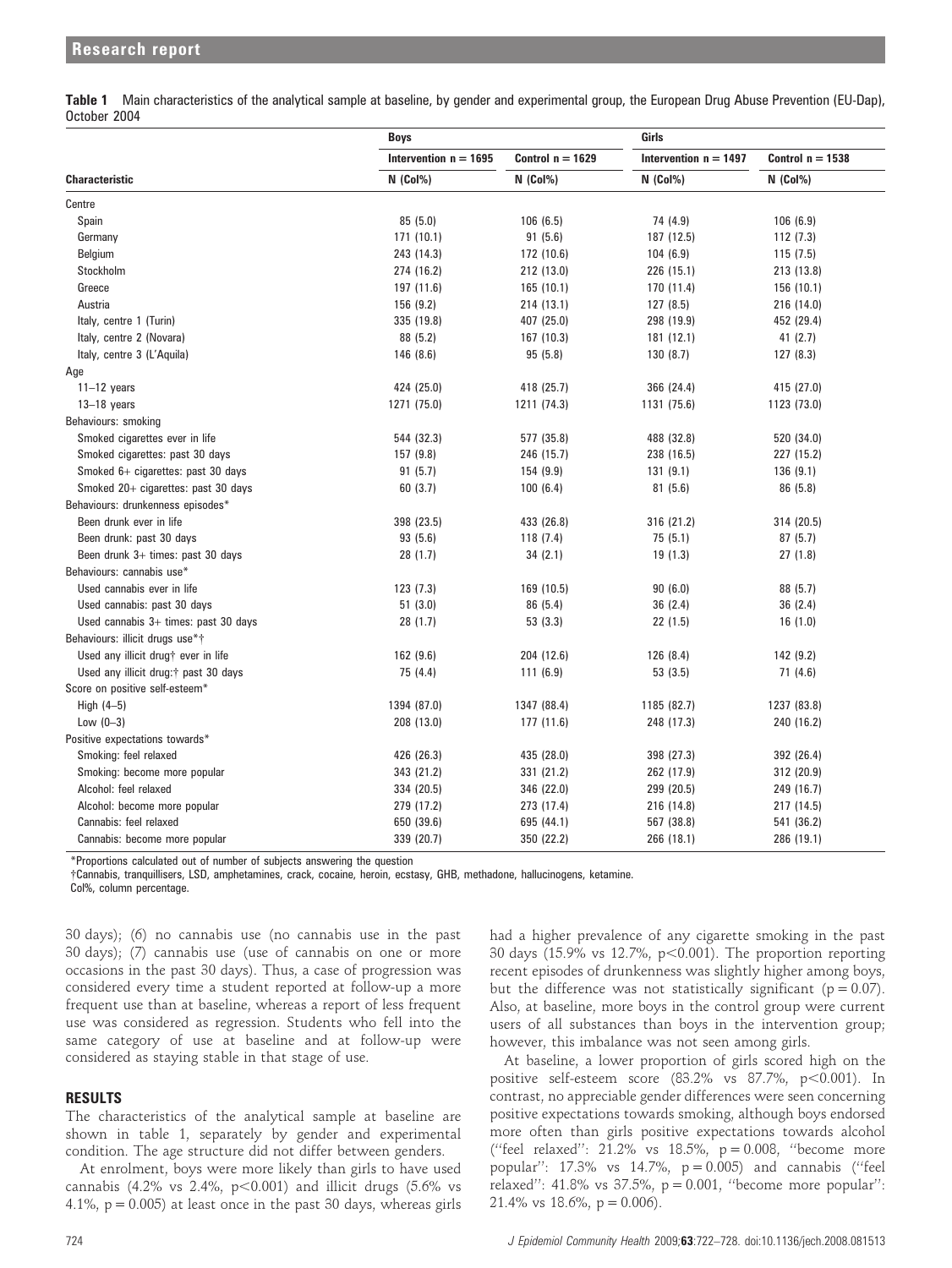**Table 1** Main characteristics of the analytical sample at baseline, by gender and experimental group, the European Drug Abuse Prevention (EU-Dap), October 2004

| | Boys | | Girls | |
|---|---|---|---|---|
| | Intervention n = 1695 | Control n = 1629 | Intervention n = 1497 | Control n = 1538 |
| **Characteristic** | N (Col%) | N (Col%) | N (Col%) | N (Col%) |
| Centre | | | | |
| Spain | 85 (5.0) | 106 (6.5) | 74 (4.9) | 106 (6.9) |
| Germany | 171 (10.1) | 91 (5.6) | 187 (12.5) | 112 (7.3) |
| Belgium | 243 (14.3) | 172 (10.6) | 104 (6.9) | 115 (7.5) |
| Stockholm | 274 (16.2) | 212 (13.0) | 226 (15.1) | 213 (13.8) |
| Greece | 197 (11.6) | 165 (10.1) | 170 (11.4) | 156 (10.1) |
| Austria | 156 (9.2) | 214 (13.1) | 127 (8.5) | 216 (14.0) |
| Italy, centre 1 (Turin) | 335 (19.8) | 407 (25.0) | 298 (19.9) | 452 (29.4) |
| Italy, centre 2 (Novara) | 88 (5.2) | 167 (10.3) | 181 (12.1) | 41 (2.7) |
| Italy, centre 3 (L'Aquila) | 146 (8.6) | 95 (5.8) | 130 (8.7) | 127 (8.3) |
| Age | | | | |
| 11–12 years | 424 (25.0) | 418 (25.7) | 366 (24.4) | 415 (27.0) |
| 13–18 years | 1271 (75.0) | 1211 (74.3) | 1131 (75.6) | 1123 (73.0) |
| Behaviours: smoking | | | | |
| Smoked cigarettes ever in life | 544 (32.3) | 577 (35.8) | 488 (32.8) | 520 (34.0) |
| Smoked cigarettes: past 30 days | 157 (9.8) | 246 (15.7) | 238 (16.5) | 227 (15.2) |
| Smoked 6+ cigarettes: past 30 days | 91 (5.7) | 154 (9.9) | 131 (9.1) | 136 (9.1) |
| Smoked 20+ cigarettes: past 30 days | 60 (3.7) | 100 (6.4) | 81 (5.6) | 86 (5.8) |
| Behaviours: drunkenness episodes* | | | | |
| Been drunk ever in life | 398 (23.5) | 433 (26.8) | 316 (21.2) | 314 (20.5) |
| Been drunk: past 30 days | 93 (5.6) | 118 (7.4) | 75 (5.1) | 87 (5.7) |
| Been drunk 3+ times: past 30 days | 28 (1.7) | 34 (2.1) | 19 (1.3) | 27 (1.8) |
| Behaviours: cannabis use* | | | | |
| Used cannabis ever in life | 123 (7.3) | 169 (10.5) | 90 (6.0) | 88 (5.7) |
| Used cannabis: past 30 days | 51 (3.0) | 86 (5.4) | 36 (2.4) | 36 (2.4) |
| Used cannabis 3+ times: past 30 days | 28 (1.7) | 53 (3.3) | 22 (1.5) | 16 (1.0) |
| Behaviours: illicit drugs use*† | | | | |
| Used any illicit drug† ever in life | 162 (9.6) | 204 (12.6) | 126 (8.4) | 142 (9.2) |
| Used any illicit drug:† past 30 days | 75 (4.4) | 111 (6.9) | 53 (3.5) | 71 (4.6) |
| Score on positive self-esteem* | | | | |
| High (4–5) | 1394 (87.0) | 1347 (88.4) | 1185 (82.7) | 1237 (83.8) |
| Low (0–3) | 208 (13.0) | 177 (11.6) | 248 (17.3) | 240 (16.2) |
| Positive expectations towards* | | | | |
| Smoking: feel relaxed | 426 (26.3) | 435 (28.0) | 398 (27.3) | 392 (26.4) |
| Smoking: become more popular | 343 (21.2) | 331 (21.2) | 262 (17.9) | 312 (20.9) |
| Alcohol: feel relaxed | 334 (20.5) | 346 (22.0) | 299 (20.5) | 249 (16.7) |
| Alcohol: become more popular | 279 (17.2) | 273 (17.4) | 216 (14.8) | 217 (14.5) |
| Cannabis: feel relaxed | 650 (39.6) | 695 (44.1) | 567 (38.8) | 541 (36.2) |
| Cannabis: become more popular | 339 (20.7) | 350 (22.2) | 266 (18.1) | 286 (19.1) |

*Proportions calculated out of number of subjects answering the question

†Cannabis, tranquillisers, LSD, amphetamines, crack, cocaine, heroin, ecstasy, GHB, methadone, hallucinogens, ketamine.

Col%, column percentage.

30 days); (6) no cannabis use (no cannabis use in the past 30 days); (7) cannabis use (use of cannabis on one or more occasions in the past 30 days). Thus, a case of progression was considered every time a student reported at follow-up a more frequent use than at baseline, whereas a report of less frequent use was considered as regression. Students who fell into the same category of use at baseline and at follow-up were considered as staying stable in that stage of use.

## RESULTS

The characteristics of the analytical sample at baseline are shown in table 1, separately by gender and experimental condition. The age structure did not differ between genders.

At enrolment, boys were more likely than girls to have used cannabis (4.2% vs 2.4%, $p<0.001$) and illicit drugs (5.6% vs 4.1%, $p = 0.005$) at least once in the past 30 days, whereas girls had a higher prevalence of any cigarette smoking in the past 30 days (15.9% vs 12.7%, $p<0.001$). The proportion reporting recent episodes of drunkenness was slightly higher among boys, but the difference was not statistically significant ($p = 0.07$). Also, at baseline, more boys in the control group were current users of all substances than boys in the intervention group; however, this imbalance was not seen among girls.

At baseline, a lower proportion of girls scored high on the positive self-esteem score (83.2% vs 87.7%, $p<0.001$). In contrast, no appreciable gender differences were seen concerning positive expectations towards smoking, although boys endorsed more often than girls positive expectations towards alcohol ("feel relaxed": 21.2% vs 18.5%, $p = 0.008$, "become more popular": 17.3% vs 14.7%, $p = 0.005$) and cannabis ("feel relaxed": 41.8% vs 37.5%, $p = 0.001$, "become more popular": 21.4% vs 18.6%, $p = 0.006$).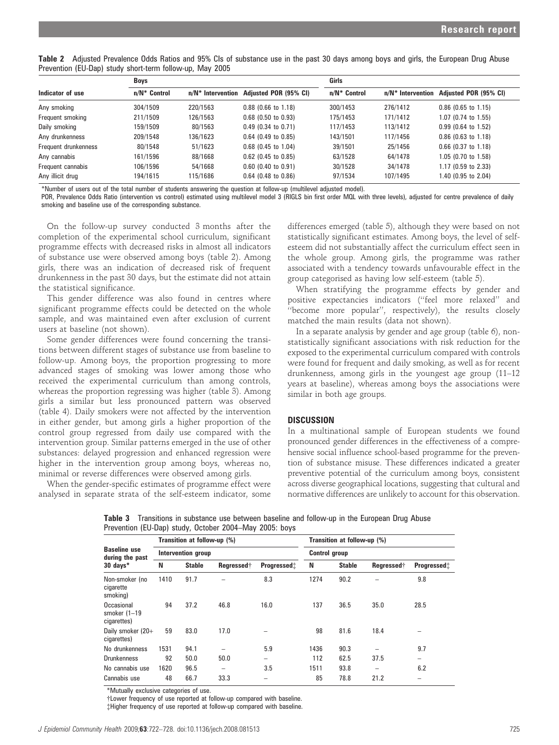**Table 2** Adjusted Prevalence Odds Ratios and 95% CIs of substance use in the past 30 days among boys and girls, the European Drug Abuse Prevention (EU-Dap) study short-term follow-up, May 2005

| Indicator of use | Boys | | | Girls | | |
|---|---|---|---|---|---|---|
| | n/N* Control | n/N* Intervention | Adjusted POR (95% CI) | n/N* Control | n/N* Intervention | Adjusted POR (95% CI) |
| Any smoking | 304/1509 | 220/1563 | 0.88 (0.66 to 1.18) | 300/1453 | 276/1412 | 0.86 (0.65 to 1.15) |
| Frequent smoking | 211/1509 | 126/1563 | 0.68 (0.50 to 0.93) | 175/1453 | 171/1412 | 1.07 (0.74 to 1.55) |
| Daily smoking | 159/1509 | 80/1563 | 0.49 (0.34 to 0.71) | 117/1453 | 113/1412 | 0.99 (0.64 to 1.52) |
| Any drunkenness | 209/1548 | 136/1623 | 0.64 (0.49 to 0.85) | 143/1501 | 117/1456 | 0.86 (0.63 to 1.18) |
| Frequent drunkenness | 80/1548 | 51/1623 | 0.68 (0.45 to 1.04) | 39/1501 | 25/1456 | 0.66 (0.37 to 1.18) |
| Any cannabis | 161/1596 | 88/1668 | 0.62 (0.45 to 0.85) | 63/1528 | 64/1478 | 1.05 (0.70 to 1.58) |
| Frequent cannabis | 106/1596 | 54/1668 | 0.60 (0.40 to 0.91) | 30/1528 | 34/1478 | 1.17 (0.59 to 2.33) |
| Any illicit drug | 194/1615 | 115/1686 | 0.64 (0.48 to 0.86) | 97/1534 | 107/1495 | 1.40 (0.95 to 2.04) |

*Number of users out of the total number of students answering the question at follow-up (multilevel adjusted model).
POR, Prevalence Odds Ratio (intervention vs control) estimated using multilevel model 3 (RIGLS bin first order MQL with three levels), adjusted for centre prevalence of daily smoking and baseline use of the corresponding substance.

On the follow-up survey conducted 3 months after the completion of the experimental school curriculum, significant programme effects with decreased risks in almost all indicators of substance use were observed among boys (table 2). Among girls, there was an indication of decreased risk of frequent drunkenness in the past 30 days, but the estimate did not attain the statistical significance.

This gender difference was also found in centres where significant programme effects could be detected on the whole sample, and was maintained even after exclusion of current users at baseline (not shown).

Some gender differences were found concerning the transitions between different stages of substance use from baseline to follow-up. Among boys, the proportion progressing to more advanced stages of smoking was lower among those who received the experimental curriculum than among controls, whereas the proportion regressing was higher (table 3). Among girls a similar but less pronounced pattern was observed (table 4). Daily smokers were not affected by the intervention in either gender, but among girls a higher proportion of the control group regressed from daily use compared with the intervention group. Similar patterns emerged in the use of other substances: delayed progression and enhanced regression were higher in the intervention group among boys, whereas no, minimal or reverse differences were observed among girls.

When the gender-specific estimates of programme effect were analysed in separate strata of the self-esteem indicator, some differences emerged (table 5), although they were based on not statistically significant estimates. Among boys, the level of self-esteem did not substantially affect the curriculum effect seen in the whole group. Among girls, the programme was rather associated with a tendency towards unfavourable effect in the group categorised as having low self-esteem (table 5).

When stratifying the programme effects by gender and positive expectancies indicators ("feel more relaxed" and "become more popular", respectively), the results closely matched the main results (data not shown).

In a separate analysis by gender and age group (table 6), non-statistically significant associations with risk reduction for the exposed to the experimental curriculum compared with controls were found for frequent and daily smoking, as well as for recent drunkenness, among girls in the youngest age group (11–12 years at baseline), whereas among boys the associations were similar in both age groups.

## DISCUSSION

In a multinational sample of European students we found pronounced gender differences in the effectiveness of a comprehensive social influence school-based programme for the prevention of substance misuse. These differences indicated a greater preventive potential of the curriculum among boys, consistent across diverse geographical locations, suggesting that cultural and normative differences are unlikely to account for this observation.

**Table 3** Transitions in substance use between baseline and follow-up in the European Drug Abuse Prevention (EU-Dap) study, October 2004–May 2005: boys

| Baseline use during the past 30 days* | Transition at follow-up (%) | | | | Transition at follow-up (%) | | | |
|---|---|---|---|---|---|---|---|---|
| | Intervention group | | | | Control group | | | |
| | N | Stable | Regressed† | Progressed‡ | N | Stable | Regressed† | Progressed‡ |
| Non-smoker (no cigarette smoking) | 1410 | 91.7 | – | 8.3 | 1274 | 90.2 | – | 9.8 |
| Occasional smoker (1–19 cigarettes) | 94 | 37.2 | 46.8 | 16.0 | 137 | 36.5 | 35.0 | 28.5 |
| Daily smoker (20+ cigarettes) | 59 | 83.0 | 17.0 | – | 98 | 81.6 | 18.4 | – |
| No drunkenness | 1531 | 94.1 | – | 5.9 | 1436 | 90.3 | – | 9.7 |
| Drunkenness | 92 | 50.0 | 50.0 | – | 112 | 62.5 | 37.5 | – |
| No cannabis use | 1620 | 96.5 | – | 3.5 | 1511 | 93.8 | – | 6.2 |
| Cannabis use | 48 | 66.7 | 33.3 | – | 85 | 78.8 | 21.2 | – |

*Mutually exclusive categories of use.
†Lower frequency of use reported at follow-up compared with baseline.
‡Higher frequency of use reported at follow-up compared with baseline.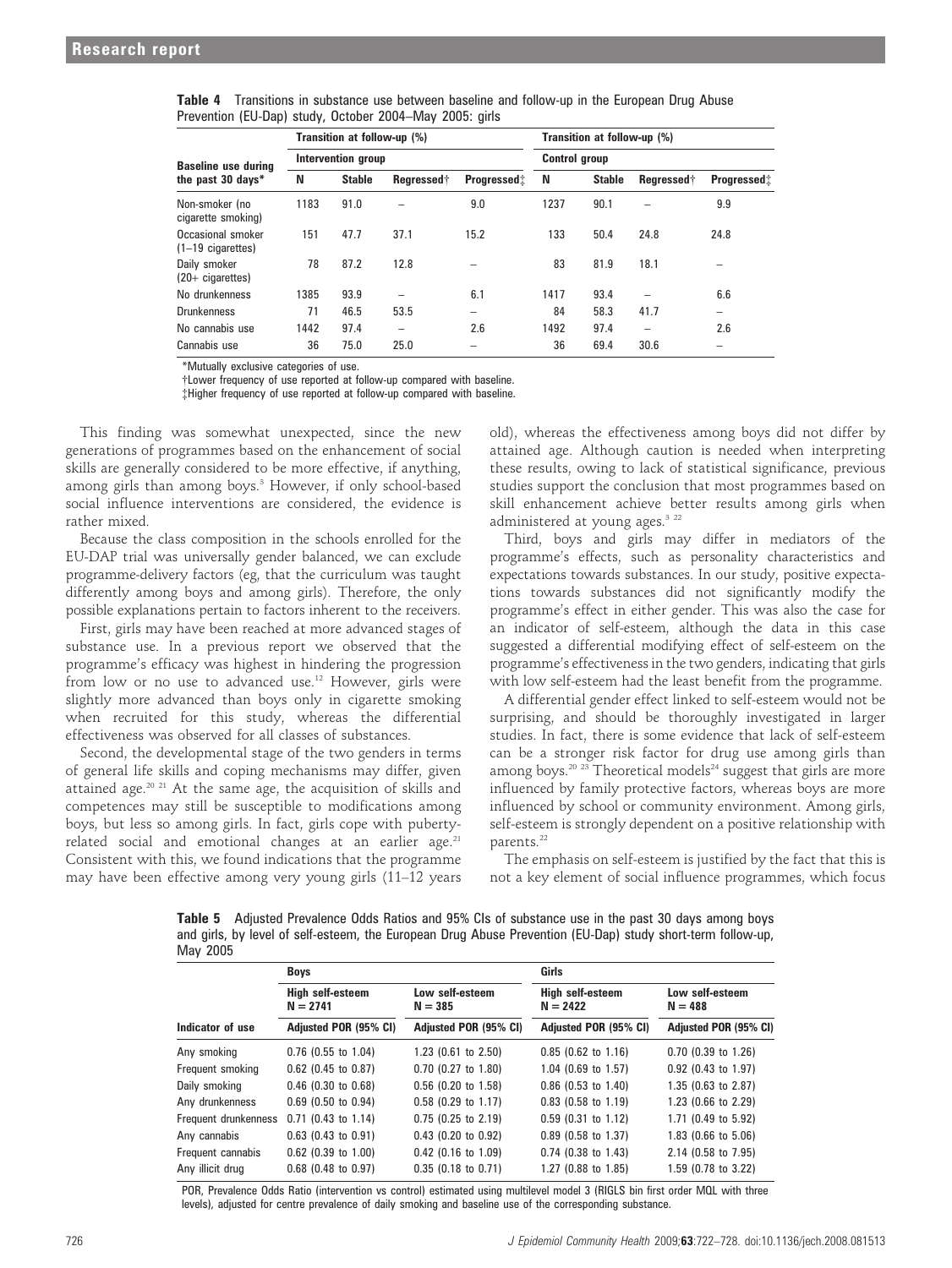**Table 4** Transitions in substance use between baseline and follow-up in the European Drug Abuse Prevention (EU-Dap) study, October 2004–May 2005: girls

| Baseline use during the past 30 days* | Transition at follow-up (%) | | | | Transition at follow-up (%) | | | |
|---|---|---|---|---|---|---|---|---|
| | Intervention group | | | | Control group | | | |
| | N | Stable | Regressed† | Progressed‡ | N | Stable | Regressed† | Progressed‡ |
| Non-smoker (no cigarette smoking) | 1183 | 91.0 | – | 9.0 | 1237 | 90.1 | – | 9.9 |
| Occasional smoker (1–19 cigarettes) | 151 | 47.7 | 37.1 | 15.2 | 133 | 50.4 | 24.8 | 24.8 |
| Daily smoker (20+ cigarettes) | 78 | 87.2 | 12.8 | – | 83 | 81.9 | 18.1 | – |
| No drunkenness | 1385 | 93.9 | – | 6.1 | 1417 | 93.4 | – | 6.6 |
| Drunkenness | 71 | 46.5 | 53.5 | – | 84 | 58.3 | 41.7 | – |
| No cannabis use | 1442 | 97.4 | – | 2.6 | 1492 | 97.4 | – | 2.6 |
| Cannabis use | 36 | 75.0 | 25.0 | – | 36 | 69.4 | 30.6 | – |

*Mutually exclusive categories of use.
†Lower frequency of use reported at follow-up compared with baseline.
‡Higher frequency of use reported at follow-up compared with baseline.

This finding was somewhat unexpected, since the new generations of programmes based on the enhancement of social skills are generally considered to be more effective, if anything, among girls than among boys.[3] However, if only school-based social influence interventions are considered, the evidence is rather mixed.

Because the class composition in the schools enrolled for the EU-DAP trial was universally gender balanced, we can exclude programme-delivery factors (eg, that the curriculum was taught differently among boys and among girls). Therefore, the only possible explanations pertain to factors inherent to the receivers.

First, girls may have been reached at more advanced stages of substance use. In a previous report we observed that the programme's efficacy was highest in hindering the progression from low or no use to advanced use.[12] However, girls were slightly more advanced than boys only in cigarette smoking when recruited for this study, whereas the differential effectiveness was observed for all classes of substances.

Second, the developmental stage of the two genders in terms of general life skills and coping mechanisms may differ, given attained age.[20 21] At the same age, the acquisition of skills and competences may still be susceptible to modifications among boys, but less so among girls. In fact, girls cope with puberty-related social and emotional changes at an earlier age.[21] Consistent with this, we found indications that the programme may have been effective among very young girls (11–12 years old), whereas the effectiveness among boys did not differ by attained age. Although caution is needed when interpreting these results, owing to lack of statistical significance, previous studies support the conclusion that most programmes based on skill enhancement achieve better results among girls when administered at young ages.[3 22]

Third, boys and girls may differ in mediators of the programme's effects, such as personality characteristics and expectations towards substances. In our study, positive expectations towards substances did not significantly modify the programme's effect in either gender. This was also the case for an indicator of self-esteem, although the data in this case suggested a differential modifying effect of self-esteem on the programme's effectiveness in the two genders, indicating that girls with low self-esteem had the least benefit from the programme.

A differential gender effect linked to self-esteem would not be surprising, and should be thoroughly investigated in larger studies. In fact, there is some evidence that lack of self-esteem can be a stronger risk factor for drug use among girls than among boys.[20 23] Theoretical models[24] suggest that girls are more influenced by family protective factors, whereas boys are more influenced by school or community environment. Among girls, self-esteem is strongly dependent on a positive relationship with parents.[22]

The emphasis on self-esteem is justified by the fact that this is not a key element of social influence programmes, which focus

**Table 5** Adjusted Prevalence Odds Ratios and 95% CIs of substance use in the past 30 days among boys and girls, by level of self-esteem, the European Drug Abuse Prevention (EU-Dap) study short-term follow-up, May 2005

| | Boys | | Girls | |
|---|---|---|---|---|
| | High self-esteem N = 2741 | Low self-esteem N = 385 | High self-esteem N = 2422 | Low self-esteem N = 488 |
| Indicator of use | Adjusted POR (95% CI) | Adjusted POR (95% CI) | Adjusted POR (95% CI) | Adjusted POR (95% CI) |
| Any smoking | 0.76 (0.55 to 1.04) | 1.23 (0.61 to 2.50) | 0.85 (0.62 to 1.16) | 0.70 (0.39 to 1.26) |
| Frequent smoking | 0.62 (0.45 to 0.87) | 0.70 (0.27 to 1.80) | 1.04 (0.69 to 1.57) | 0.92 (0.43 to 1.97) |
| Daily smoking | 0.46 (0.30 to 0.68) | 0.56 (0.20 to 1.58) | 0.86 (0.53 to 1.40) | 1.35 (0.63 to 2.87) |
| Any drunkenness | 0.69 (0.50 to 0.94) | 0.58 (0.29 to 1.17) | 0.83 (0.58 to 1.19) | 1.23 (0.66 to 2.29) |
| Frequent drunkenness | 0.71 (0.43 to 1.14) | 0.75 (0.25 to 2.19) | 0.59 (0.31 to 1.12) | 1.71 (0.49 to 5.92) |
| Any cannabis | 0.63 (0.43 to 0.91) | 0.43 (0.20 to 0.92) | 0.89 (0.58 to 1.37) | 1.83 (0.66 to 5.06) |
| Frequent cannabis | 0.62 (0.39 to 1.00) | 0.42 (0.16 to 1.09) | 0.74 (0.38 to 1.43) | 2.14 (0.58 to 7.95) |
| Any illicit drug | 0.68 (0.48 to 0.97) | 0.35 (0.18 to 0.71) | 1.27 (0.88 to 1.85) | 1.59 (0.78 to 3.22) |

POR, Prevalence Odds Ratio (intervention vs control) estimated using multilevel model 3 (RIGLS bin first order MQL with three levels), adjusted for centre prevalence of daily smoking and baseline use of the corresponding substance.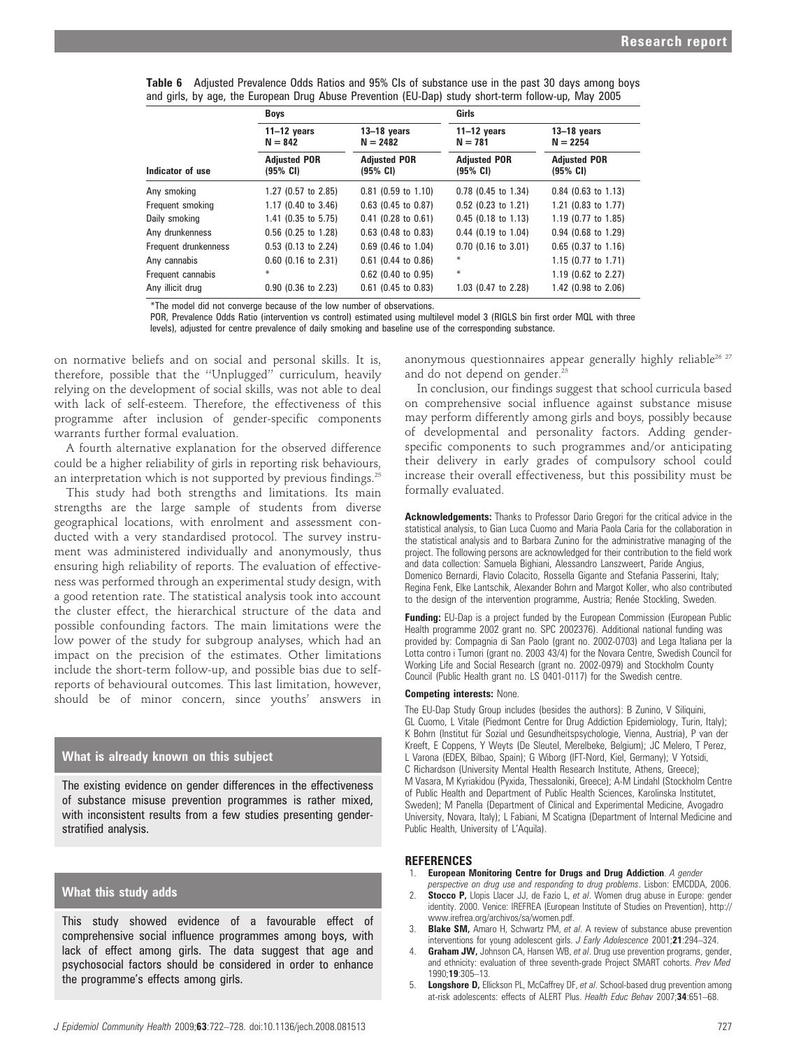**Table 6** Adjusted Prevalence Odds Ratios and 95% CIs of substance use in the past 30 days among boys and girls, by age, the European Drug Abuse Prevention (EU-Dap) study short-term follow-up, May 2005

| | Boys | | Girls | |
|---|---|---|---|---|
| | 11–12 years N = 842 | 13–18 years N = 2482 | 11–12 years N = 781 | 13–18 years N = 2254 |
| Indicator of use | Adjusted POR (95% CI) | Adjusted POR (95% CI) | Adjusted POR (95% CI) | Adjusted POR (95% CI) |
| Any smoking | 1.27 (0.57 to 2.85) | 0.81 (0.59 to 1.10) | 0.78 (0.45 to 1.34) | 0.84 (0.63 to 1.13) |
| Frequent smoking | 1.17 (0.40 to 3.46) | 0.63 (0.45 to 0.87) | 0.52 (0.23 to 1.21) | 1.21 (0.83 to 1.77) |
| Daily smoking | 1.41 (0.35 to 5.75) | 0.41 (0.28 to 0.61) | 0.45 (0.18 to 1.13) | 1.19 (0.77 to 1.85) |
| Any drunkenness | 0.56 (0.25 to 1.28) | 0.63 (0.48 to 0.83) | 0.44 (0.19 to 1.04) | 0.94 (0.68 to 1.29) |
| Frequent drunkenness | 0.53 (0.13 to 2.24) | 0.69 (0.46 to 1.04) | 0.70 (0.16 to 3.01) | 0.65 (0.37 to 1.16) |
| Any cannabis | 0.60 (0.16 to 2.31) | 0.61 (0.44 to 0.86) | * | 1.15 (0.77 to 1.71) |
| Frequent cannabis | * | 0.62 (0.40 to 0.95) | * | 1.19 (0.62 to 2.27) |
| Any illicit drug | 0.90 (0.36 to 2.23) | 0.61 (0.45 to 0.83) | 1.03 (0.47 to 2.28) | 1.42 (0.98 to 2.06) |

*The model did not converge because of the low number of observations.

POR, Prevalence Odds Ratio (intervention vs control) estimated using multilevel model 3 (RIGLS bin first order MQL with three levels), adjusted for centre prevalence of daily smoking and baseline use of the corresponding substance.

on normative beliefs and on social and personal skills. It is, therefore, possible that the "Unplugged" curriculum, heavily relying on the development of social skills, was not able to deal with lack of self-esteem. Therefore, the effectiveness of this programme after inclusion of gender-specific components warrants further formal evaluation.

A fourth alternative explanation for the observed difference could be a higher reliability of girls in reporting risk behaviours, an interpretation which is not supported by previous findings.[25]

This study had both strengths and limitations. Its main strengths are the large sample of students from diverse geographical locations, with enrolment and assessment conducted with a very standardised protocol. The survey instrument was administered individually and anonymously, thus ensuring high reliability of reports. The evaluation of effectiveness was performed through an experimental study design, with a good retention rate. The statistical analysis took into account the cluster effect, the hierarchical structure of the data and possible confounding factors. The main limitations were the low power of the study for subgroup analyses, which had an impact on the precision of the estimates. Other limitations include the short-term follow-up, and possible bias due to self-reports of behavioural outcomes. This last limitation, however, should be of minor concern, since youths' answers in anonymous questionnaires appear generally highly reliable[26 27] and do not depend on gender.[25]

In conclusion, our findings suggest that school curricula based on comprehensive social influence against substance misuse may perform differently among girls and boys, possibly because of developmental and personality factors. Adding gender-specific components to such programmes and/or anticipating their delivery in early grades of compulsory school could increase their overall effectiveness, but this possibility must be formally evaluated.

### What is already known on this subject

The existing evidence on gender differences in the effectiveness of substance misuse prevention programmes is rather mixed, with inconsistent results from a few studies presenting gender-stratified analysis.

### What this study adds

This study showed evidence of a favourable effect of comprehensive social influence programmes among boys, with lack of effect among girls. The data suggest that age and psychosocial factors should be considered in order to enhance the programme's effects among girls.

**Acknowledgements:** Thanks to Professor Dario Gregori for the critical advice in the statistical analysis, to Gian Luca Cuomo and Maria Paola Caria for the collaboration in the statistical analysis and to Barbara Zunino for the administrative managing of the project. The following persons are acknowledged for their contribution to the field work and data collection: Samuela Bighiani, Alessandro Lanszweert, Paride Angius, Domenico Bernardi, Flavio Colacito, Rossella Gigante and Stefania Passerini, Italy; Regina Fenk, Elke Lantschik, Alexander Bohrn and Margot Koller, who also contributed to the design of the intervention programme, Austria; Renée Stockling, Sweden.

**Funding:** EU-Dap is a project funded by the European Commission (European Public Health programme 2002 grant no. SPC 2002376). Additional national funding was provided by: Compagnia di San Paolo (grant no. 2002-0703) and Lega Italiana per la Lotta contro i Tumori (grant no. 2003 43/4) for the Novara Centre, Swedish Council for Working Life and Social Research (grant no. 2002-0979) and Stockholm County Council (Public Health grant no. LS 0401-0117) for the Swedish centre.

**Competing interests:** None.

The EU-Dap Study Group includes (besides the authors): B Zunino, V Siliquini, GL Cuomo, L Vitale (Piedmont Centre for Drug Addiction Epidemiology, Turin, Italy); K Bohrn (Institut für Sozial und Gesundheitspsychologie, Vienna, Austria), P van der Kreeft, E Coppens, Y Weyts (De Sleutel, Merelbeke, Belgium); JC Melero, T Perez, L Varona (EDEX, Bilbao, Spain); G Wiborg (IFT-Nord, Kiel, Germany); V Yotsidi, C Richardson (University Mental Health Research Institute, Athens, Greece); M Vasara, M Kyriakidou (Pyxida, Thessaloniki, Greece); A-M Lindahl (Stockholm Centre of Public Health and Department of Public Health Sciences, Karolinska Institutet, Sweden); M Panella (Department of Clinical and Experimental Medicine, Avogadro University, Novara, Italy); L Fabiani, M Scatigna (Department of Internal Medicine and Public Health, University of L'Aquila).

## REFERENCES

1. **European Monitoring Centre for Drugs and Drug Addiction**. *A gender perspective on drug use and responding to drug problems*. Lisbon: EMCDDA, 2006.
2. **Stocco P,** Llopis Llacer JJ, de Fazio L, *et al*. Women drug abuse in Europe: gender identity. 2000. Venice: IREFREA (European Institute of Studies on Prevention), http://www.irefrea.org/archivos/sa/women.pdf.
3. **Blake SM,** Amaro H, Schwartz PM, *et al*. A review of substance abuse prevention interventions for young adolescent girls. *J Early Adolescence* 2001;**21**:294–324.
4. **Graham JW,** Johnson CA, Hansen WB, *et al*. Drug use prevention programs, gender, and ethnicity: evaluation of three seventh-grade Project SMART cohorts. *Prev Med* 1990;**19**:305–13.
5. **Longshore D,** Ellickson PL, McCaffrey DF, *et al*. School-based drug prevention among at-risk adolescents: effects of ALERT Plus. *Health Educ Behav* 2007;**34**:651–68.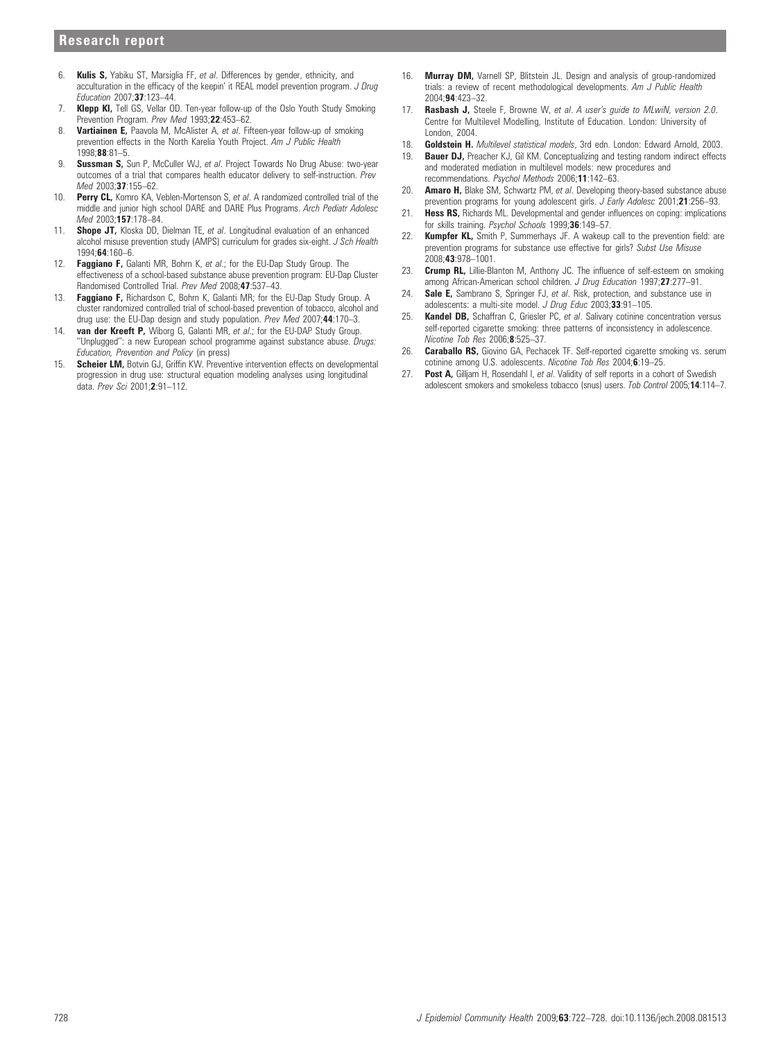6. **Kulis S,** Yabiku ST, Marsiglia FF, *et al*. Differences by gender, ethnicity, and acculturation in the efficacy of the keepin' it REAL model prevention program. *J Drug Education* 2007;**37**:123–44.
7. **Klepp KI,** Tell GS, Vellar OD. Ten-year follow-up of the Oslo Youth Study Smoking Prevention Program. *Prev Med* 1993;**22**:453–62.
8. **Vartiainen E,** Paavola M, McAlister A, *et al*. Fifteen-year follow-up of smoking prevention effects in the North Karelia Youth Project. *Am J Public Health* 1998;**88**:81–5.
9. **Sussman S,** Sun P, McCuller WJ, *et al*. Project Towards No Drug Abuse: two-year outcomes of a trial that compares health educator delivery to self-instruction. *Prev Med* 2003;**37**:155–62.
10. **Perry CL,** Komro KA, Veblen-Mortenson S, *et al*. A randomized controlled trial of the middle and junior high school DARE and DARE Plus Programs. *Arch Pediatr Adolesc Med* 2003;**157**:178–84.
11. **Shope JT,** Kloska DD, Dielman TE, *et al*. Longitudinal evaluation of an enhanced alcohol misuse prevention study (AMPS) curriculum for grades six-eight. *J Sch Health* 1994;**64**:160–6.
12. **Faggiano F,** Galanti MR, Bohrn K, *et al*.; for the EU-Dap Study Group. The effectiveness of a school-based substance abuse prevention program: EU-Dap Cluster Randomised Controlled Trial. *Prev Med* 2008;**47**:537–43.
13. **Faggiano F,** Richardson C, Bohrn K, Galanti MR; for the EU-Dap Study Group. A cluster randomized controlled trial of school-based prevention of tobacco, alcohol and drug use: the EU-Dap design and study population. *Prev Med* 2007;**44**:170–3.
14. **van der Kreeft P,** Wiborg G, Galanti MR, *et al*.; for the EU-DAP Study Group. "Unplugged": a new European school programme against substance abuse. *Drugs: Education, Prevention and Policy* (in press)
15. **Scheier LM,** Botvin GJ, Griffin KW. Preventive intervention effects on developmental progression in drug use: structural equation modeling analyses using longitudinal data. *Prev Sci* 2001;**2**:91–112.
16. **Murray DM,** Varnell SP, Blitstein JL. Design and analysis of group-randomized trials: a review of recent methodological developments. *Am J Public Health* 2004;**94**:423–32.
17. **Rasbash J,** Steele F, Browne W, *et al*. *A user's guide to MLwiN, version 2.0*. Centre for Multilevel Modelling, Institute of Education. London: University of London, 2004.
18. **Goldstein H.** *Multilevel statistical models*, 3rd edn. London: Edward Arnold, 2003.
19. **Bauer DJ,** Preacher KJ, Gil KM. Conceptualizing and testing random indirect effects and moderated mediation in multilevel models: new procedures and recommendations. *Psychol Methods* 2006;**11**:142–63.
20. **Amaro H,** Blake SM, Schwartz PM, *et al*. Developing theory-based substance abuse prevention programs for young adolescent girls. *J Early Adolesc* 2001;**21**:256–93.
21. **Hess RS,** Richards ML. Developmental and gender influences on coping: implications for skills training. *Psychol Schools* 1999;**36**:149–57.
22. **Kumpfer KL,** Smith P, Summerhays JF. A wakeup call to the prevention field: are prevention programs for substance use effective for girls? *Subst Use Misuse* 2008;**43**:978–1001.
23. **Crump RL,** Lillie-Blanton M, Anthony JC. The influence of self-esteem on smoking among African-American school children. *J Drug Education* 1997;**27**:277–91.
24. **Sale E,** Sambrano S, Springer FJ, *et al*. Risk, protection, and substance use in adolescents: a multi-site model. *J Drug Educ* 2003;**33**:91–105.
25. **Kandel DB,** Schaffran C, Griesler PC, *et al*. Salivary cotinine concentration versus self-reported cigarette smoking: three patterns of inconsistency in adolescence. *Nicotine Tob Res* 2006;**8**:525–37.
26. **Caraballo RS,** Giovino GA, Pechacek TF. Self-reported cigarette smoking vs. serum cotinine among U.S. adolescents. *Nicotine Tob Res* 2004;**6**:19–25.
27. **Post A,** Gilljam H, Rosendahl I, *et al*. Validity of self reports in a cohort of Swedish adolescent smokers and smokeless tobacco (snus) users. *Tob Control* 2005;**14**:114–7.